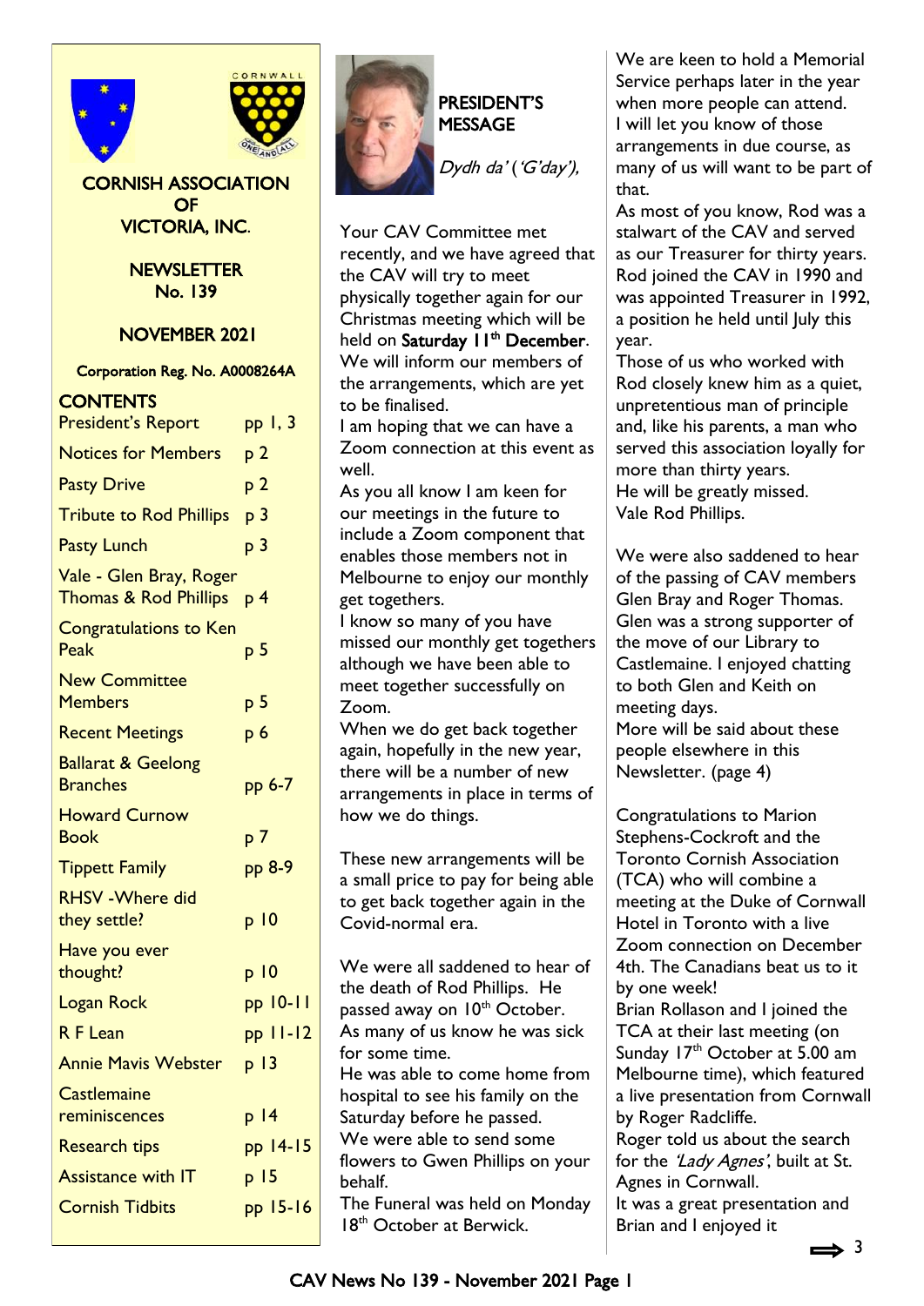# CORNISH ASSOCIATION OF VICTORIA, INC.

## NEWSLETTER No. 139

## NOVEMBER 2021

Corporation Reg. No. A0008264A

### CONTENTS

| | |
|---|---|
| President's Report | pp 1, 3 |
| Notices for Members | p 2 |
| Pasty Drive | p 2 |
| Tribute to Rod Phillips | p 3 |
| Pasty Lunch | p 3 |
| Vale - Glen Bray, Roger Thomas & Rod Phillips | p 4 |
| Congratulations to Ken Peak | p 5 |
| New Committee Members | p 5 |
| Recent Meetings | p 6 |
| Ballarat & Geelong Branches | pp 6-7 |
| Howard Curnow Book | p 7 |
| Tippett Family | pp 8-9 |
| RHSV -Where did they settle? | p 10 |
| Have you ever thought? | p 10 |
| Logan Rock | pp 10-11 |
| R F Lean | pp 11-12 |
| Annie Mavis Webster | p 13 |
| Castlemaine reminiscences | p 14 |
| Research tips | pp 14-15 |
| Assistance with IT | p 15 |
| Cornish Tidbits | pp 15-16 |

## PRESIDENT'S MESSAGE

*Dydh da'* (*'G'day'*),

Your CAV Committee met recently, and we have agreed that the CAV will try to meet physically together again for our Christmas meeting which will be held on **Saturday 11th December**. We will inform our members of the arrangements, which are yet to be finalised.

I am hoping that we can have a Zoom connection at this event as well.

As you all know I am keen for our meetings in the future to include a Zoom component that enables those members not in Melbourne to enjoy our monthly get togethers.

I know so many of you have missed our monthly get togethers although we have been able to meet together successfully on Zoom.

When we do get back together again, hopefully in the new year, there will be a number of new arrangements in place in terms of how we do things.

These new arrangements will be a small price to pay for being able to get back together again in the Covid-normal era.

We were all saddened to hear of the death of Rod Phillips. He passed away on 10th October. As many of us know he was sick for some time.

He was able to come home from hospital to see his family on the Saturday before he passed.

We were able to send some flowers to Gwen Phillips on your behalf.

The Funeral was held on Monday 18th October at Berwick.

We are keen to hold a Memorial Service perhaps later in the year when more people can attend.

I will let you know of those arrangements in due course, as many of us will want to be part of that.

As most of you know, Rod was a stalwart of the CAV and served as our Treasurer for thirty years. Rod joined the CAV in 1990 and was appointed Treasurer in 1992, a position he held until July this year.

Those of us who worked with Rod closely knew him as a quiet, unpretentious man of principle and, like his parents, a man who served this association loyally for more than thirty years.

He will be greatly missed.

Vale Rod Phillips.

We were also saddened to hear of the passing of CAV members Glen Bray and Roger Thomas. Glen was a strong supporter of the move of our Library to Castlemaine. I enjoyed chatting to both Glen and Keith on meeting days.

More will be said about these people elsewhere in this Newsletter. (page 4)

Congratulations to Marion Stephens-Cockroft and the Toronto Cornish Association (TCA) who will combine a meeting at the Duke of Cornwall Hotel in Toronto with a live Zoom connection on December 4th. The Canadians beat us to it by one week!

Brian Rollason and I joined the TCA at their last meeting (on Sunday 17th October at 5.00 am Melbourne time), which featured a live presentation from Cornwall by Roger Radcliffe.

Roger told us about the search for the *'Lady Agnes'*, built at St. Agnes in Cornwall.

It was a great presentation and Brian and I enjoyed it

⟹ 3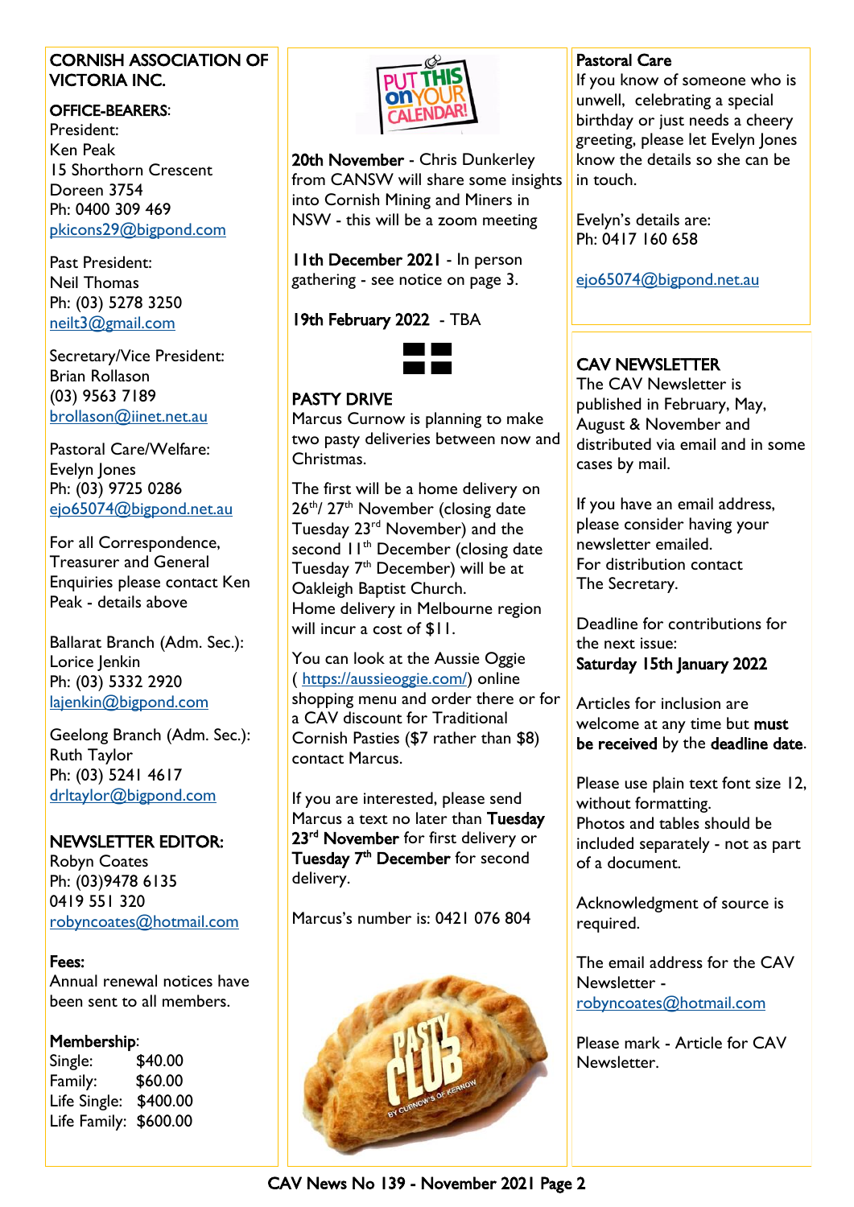## CORNISH ASSOCIATION OF VICTORIA INC.

**OFFICE-BEARERS**:

President:
Ken Peak
15 Shorthorn Crescent
Doreen 3754
Ph: 0400 309 469
pkicons29@bigpond.com

Past President:
Neil Thomas
Ph: (03) 5278 3250
neilt3@gmail.com

Secretary/Vice President:
Brian Rollason
(03) 9563 7189
brollason@iinet.net.au

Pastoral Care/Welfare:
Evelyn Jones
Ph: (03) 9725 0286
ejo65074@bigpond.net.au

For all Correspondence, Treasurer and General Enquiries please contact Ken Peak - details above

Ballarat Branch (Adm. Sec.):
Lorice Jenkin
Ph: (03) 5332 2920
lajenkin@bigpond.com

Geelong Branch (Adm. Sec.):
Ruth Taylor
Ph: (03) 5241 4617
drltaylor@bigpond.com

**NEWSLETTER EDITOR:**
Robyn Coates
Ph: (03)9478 6135
0419 551 320
robyncoates@hotmail.com

**Fees:**
Annual renewal notices have been sent to all members.

**Membership**:

| | |
|---|---|
| Single: | $40.00 |
| Family: | $60.00 |
| Life Single: | $400.00 |
| Life Family: | $600.00 |

## PUT THIS ON YOUR CALENDAR!

**20th November** - Chris Dunkerley from CANSW will share some insights into Cornish Mining and Miners in NSW - this will be a zoom meeting

**11th December 2021** - In person gathering - see notice on page 3.

**19th February 2022** - TBA

## PASTY DRIVE

Marcus Curnow is planning to make two pasty deliveries between now and Christmas.

The first will be a home delivery on 26th/ 27th November (closing date Tuesday 23rd November) and the second 11th December (closing date Tuesday 7th December) will be at Oakleigh Baptist Church.
Home delivery in Melbourne region will incur a cost of $11.

You can look at the Aussie Oggie ( https://aussieoggie.com/) online shopping menu and order there or for a CAV discount for Traditional Cornish Pasties ($7 rather than $8) contact Marcus.

If you are interested, please send Marcus a text no later than **Tuesday 23rd November** for first delivery or **Tuesday 7th December** for second delivery.

Marcus's number is: 0421 076 804

## Pastoral Care

If you know of someone who is unwell, celebrating a special birthday or just needs a cheery greeting, please let Evelyn Jones know the details so she can be in touch.

Evelyn's details are:
Ph: 0417 160 658

ejo65074@bigpond.net.au

## CAV NEWSLETTER

The CAV Newsletter is published in February, May, August & November and distributed via email and in some cases by mail.

If you have an email address, please consider having your newsletter emailed.
For distribution contact The Secretary.

Deadline for contributions for the next issue:
**Saturday 15th January 2022**

Articles for inclusion are welcome at any time but **must be received** by the **deadline date**.

Please use plain text font size 12, without formatting.
Photos and tables should be included separately - not as part of a document.

Acknowledgment of source is required.

The email address for the CAV Newsletter -
robyncoates@hotmail.com

Please mark - Article for CAV Newsletter.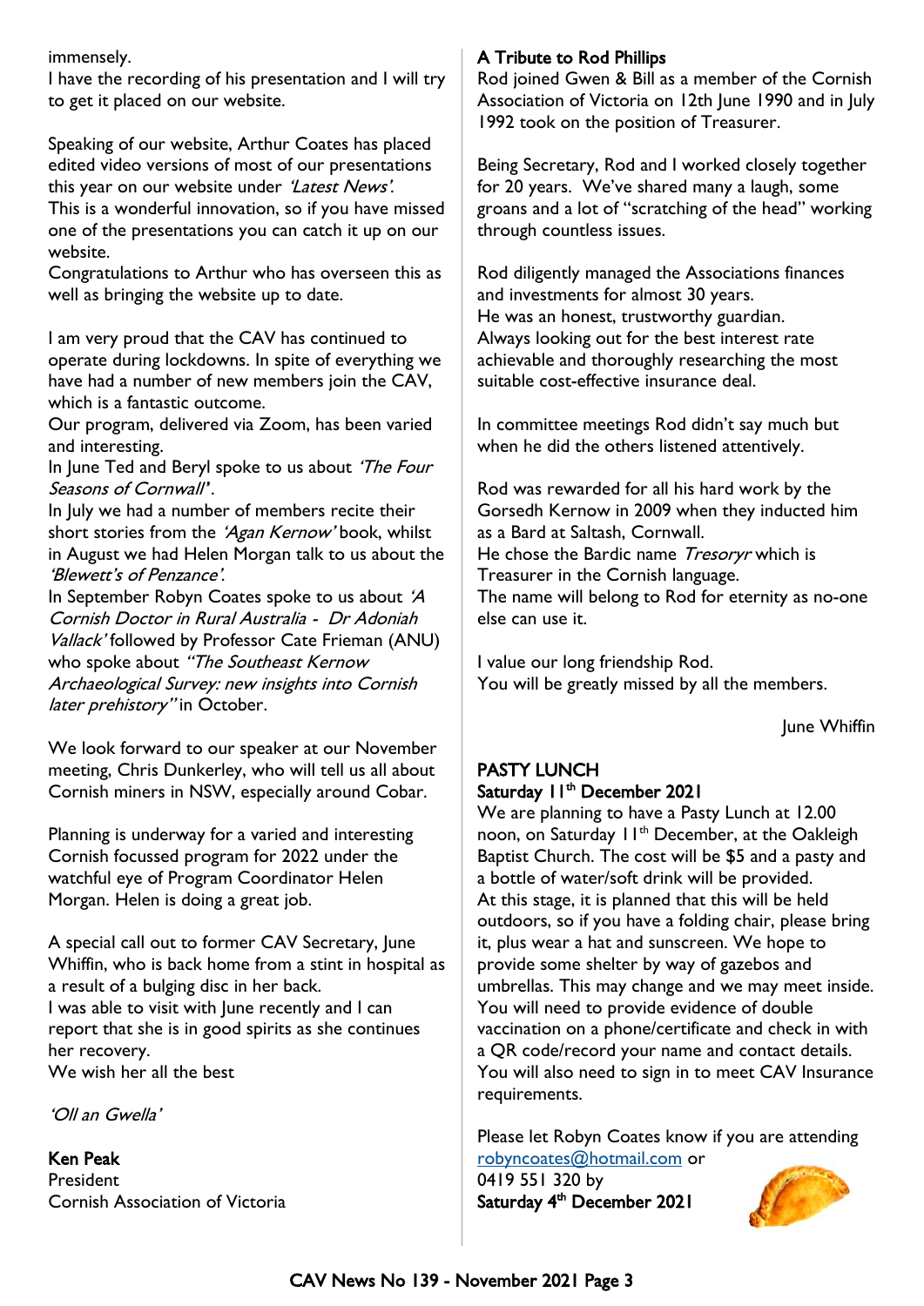immensely.

I have the recording of his presentation and I will try to get it placed on our website.

Speaking of our website, Arthur Coates has placed edited video versions of most of our presentations this year on our website under *'Latest News'*.
This is a wonderful innovation, so if you have missed one of the presentations you can catch it up on our website.
Congratulations to Arthur who has overseen this as well as bringing the website up to date.

I am very proud that the CAV has continued to operate during lockdowns. In spite of everything we have had a number of new members join the CAV, which is a fantastic outcome.
Our program, delivered via Zoom, has been varied and interesting.
In June Ted and Beryl spoke to us about *'The Four Seasons of Cornwall'*.
In July we had a number of members recite their short stories from the *'Agan Kernow'* book, whilst in August we had Helen Morgan talk to us about the *'Blewett's of Penzance'*.
In September Robyn Coates spoke to us about *'A Cornish Doctor in Rural Australia - Dr Adoniah Vallack'* followed by Professor Cate Frieman (ANU) who spoke about *"The Southeast Kernow Archaeological Survey: new insights into Cornish later prehistory"* in October.

We look forward to our speaker at our November meeting, Chris Dunkerley, who will tell us all about Cornish miners in NSW, especially around Cobar.

Planning is underway for a varied and interesting Cornish focussed program for 2022 under the watchful eye of Program Coordinator Helen Morgan. Helen is doing a great job.

A special call out to former CAV Secretary, June Whiffin, who is back home from a stint in hospital as a result of a bulging disc in her back.
I was able to visit with June recently and I can report that she is in good spirits as she continues her recovery.
We wish her all the best

*'Oll an Gwella'*

**Ken Peak**
President
Cornish Association of Victoria

## A Tribute to Rod Phillips

Rod joined Gwen & Bill as a member of the Cornish Association of Victoria on 12th June 1990 and in July 1992 took on the position of Treasurer.

Being Secretary, Rod and I worked closely together for 20 years. We've shared many a laugh, some groans and a lot of "scratching of the head" working through countless issues.

Rod diligently managed the Associations finances and investments for almost 30 years.
He was an honest, trustworthy guardian.
Always looking out for the best interest rate achievable and thoroughly researching the most suitable cost-effective insurance deal.

In committee meetings Rod didn't say much but when he did the others listened attentively.

Rod was rewarded for all his hard work by the Gorsedh Kernow in 2009 when they inducted him as a Bard at Saltash, Cornwall.
He chose the Bardic name *Tresoryr* which is Treasurer in the Cornish language.
The name will belong to Rod for eternity as no-one else can use it.

I value our long friendship Rod.
You will be greatly missed by all the members.

June Whiffin

## PASTY LUNCH
### Saturday 11th December 2021

We are planning to have a Pasty Lunch at 12.00 noon, on Saturday 11th December, at the Oakleigh Baptist Church. The cost will be $5 and a pasty and a bottle of water/soft drink will be provided.
At this stage, it is planned that this will be held outdoors, so if you have a folding chair, please bring it, plus wear a hat and sunscreen. We hope to provide some shelter by way of gazebos and umbrellas. This may change and we may meet inside. You will need to provide evidence of double vaccination on a phone/certificate and check in with a QR code/record your name and contact details. You will also need to sign in to meet CAV Insurance requirements.

Please let Robyn Coates know if you are attending robyncoates@hotmail.com or
0419 551 320 by
**Saturday 4th December 2021**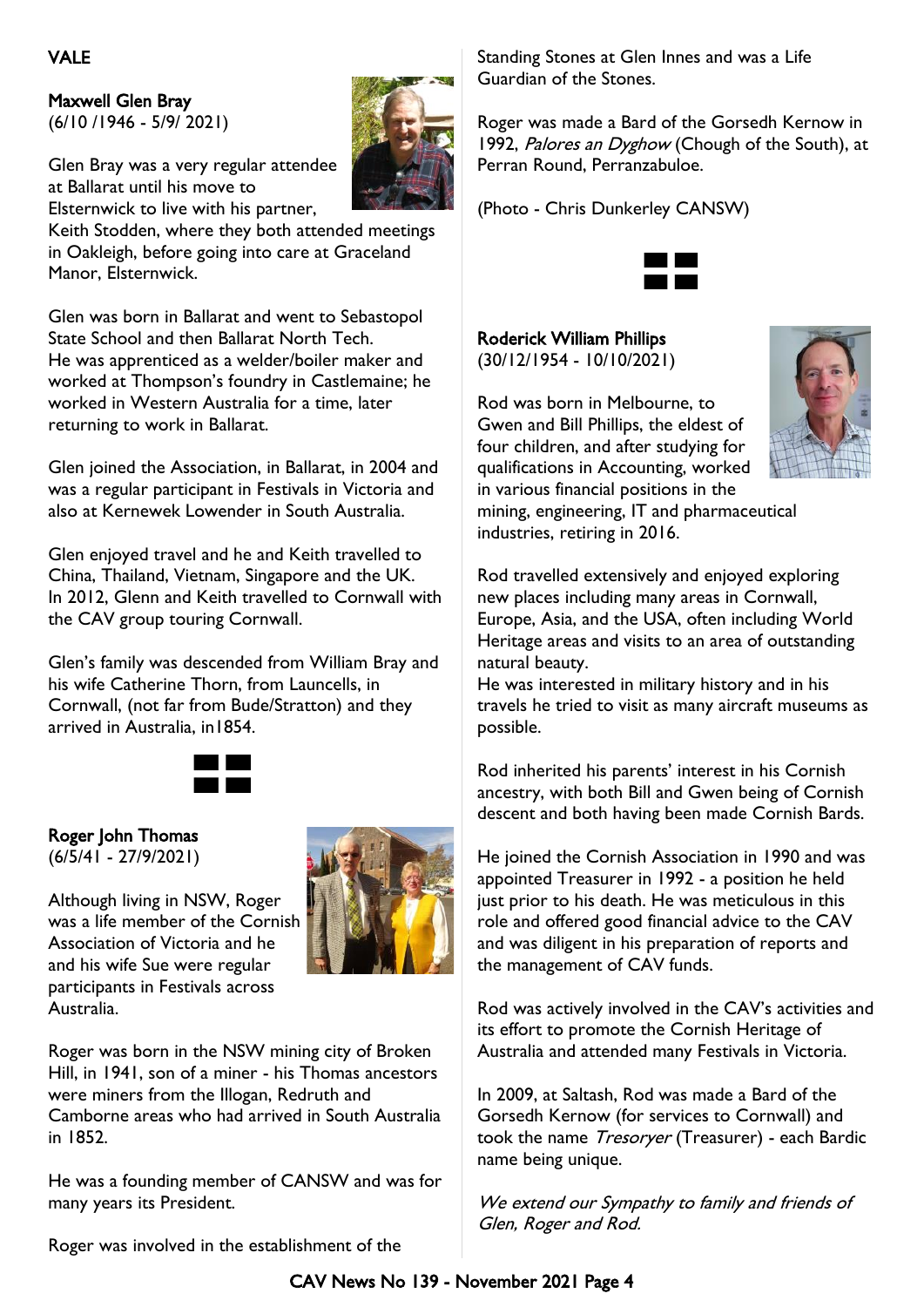# VALE

**Maxwell Glen Bray**
(6/10 /1946 - 5/9/ 2021)

Glen Bray was a very regular attendee at Ballarat until his move to Elsternwick to live with his partner, Keith Stodden, where they both attended meetings in Oakleigh, before going into care at Graceland Manor, Elsternwick.

Glen was born in Ballarat and went to Sebastopol State School and then Ballarat North Tech. He was apprenticed as a welder/boiler maker and worked at Thompson's foundry in Castlemaine; he worked in Western Australia for a time, later returning to work in Ballarat.

Glen joined the Association, in Ballarat, in 2004 and was a regular participant in Festivals in Victoria and also at Kernewek Lowender in South Australia.

Glen enjoyed travel and he and Keith travelled to China, Thailand, Vietnam, Singapore and the UK. In 2012, Glenn and Keith travelled to Cornwall with the CAV group touring Cornwall.

Glen's family was descended from William Bray and his wife Catherine Thorn, from Launcells, in Cornwall, (not far from Bude/Stratton) and they arrived in Australia, in1854.

**Roger John Thomas**
(6/5/41 - 27/9/2021)

Although living in NSW, Roger was a life member of the Cornish Association of Victoria and he and his wife Sue were regular participants in Festivals across Australia.

Roger was born in the NSW mining city of Broken Hill, in 1941, son of a miner - his Thomas ancestors were miners from the Illogan, Redruth and Camborne areas who had arrived in South Australia in 1852.

He was a founding member of CANSW and was for many years its President.

Roger was involved in the establishment of the Standing Stones at Glen Innes and was a Life Guardian of the Stones.

Roger was made a Bard of the Gorsedh Kernow in 1992, *Palores an Dyghow* (Chough of the South), at Perran Round, Perranzabuloe.

(Photo - Chris Dunkerley CANSW)

**Roderick William Phillips**
(30/12/1954 - 10/10/2021)

Rod was born in Melbourne, to Gwen and Bill Phillips, the eldest of four children, and after studying for qualifications in Accounting, worked in various financial positions in the mining, engineering, IT and pharmaceutical industries, retiring in 2016.

Rod travelled extensively and enjoyed exploring new places including many areas in Cornwall, Europe, Asia, and the USA, often including World Heritage areas and visits to an area of outstanding natural beauty.
He was interested in military history and in his travels he tried to visit as many aircraft museums as possible.

Rod inherited his parents' interest in his Cornish ancestry, with both Bill and Gwen being of Cornish descent and both having been made Cornish Bards.

He joined the Cornish Association in 1990 and was appointed Treasurer in 1992 - a position he held just prior to his death. He was meticulous in this role and offered good financial advice to the CAV and was diligent in his preparation of reports and the management of CAV funds.

Rod was actively involved in the CAV's activities and its effort to promote the Cornish Heritage of Australia and attended many Festivals in Victoria.

In 2009, at Saltash, Rod was made a Bard of the Gorsedh Kernow (for services to Cornwall) and took the name *Tresoryer* (Treasurer) - each Bardic name being unique.

*We extend our Sympathy to family and friends of Glen, Roger and Rod.*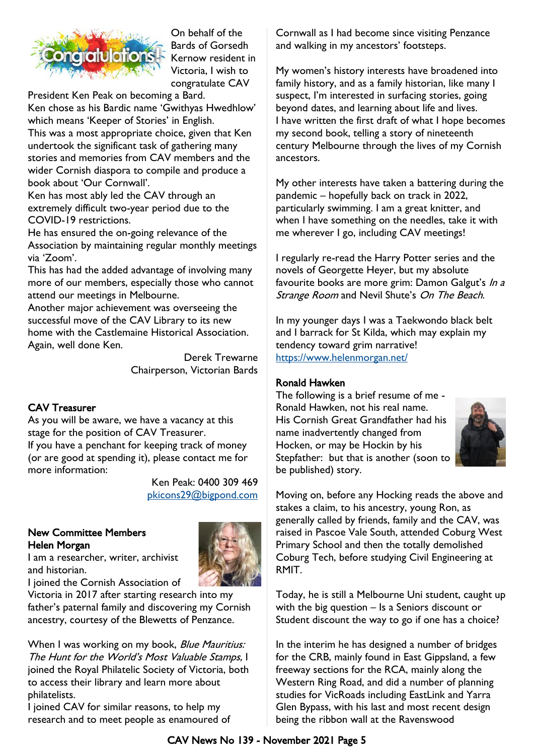On behalf of the Bards of Gorsedh Kernow resident in Victoria, I wish to congratulate CAV President Ken Peak on becoming a Bard.

Ken chose as his Bardic name 'Gwithyas Hwedhlow' which means 'Keeper of Stories' in English.

This was a most appropriate choice, given that Ken undertook the significant task of gathering many stories and memories from CAV members and the wider Cornish diaspora to compile and produce a book about 'Our Cornwall'.

Ken has most ably led the CAV through an extremely difficult two-year period due to the COVID-19 restrictions.

He has ensured the on-going relevance of the Association by maintaining regular monthly meetings via 'Zoom'.

This has had the added advantage of involving many more of our members, especially those who cannot attend our meetings in Melbourne.

Another major achievement was overseeing the successful move of the CAV Library to its new home with the Castlemaine Historical Association.

Again, well done Ken.

Derek Trewarne
Chairperson, Victorian Bards

## CAV Treasurer

As you will be aware, we have a vacancy at this stage for the position of CAV Treasurer.

If you have a penchant for keeping track of money (or are good at spending it), please contact me for more information:

Ken Peak: 0400 309 469
pkicons29@bigpond.com

## New Committee Members

### Helen Morgan

I am a researcher, writer, archivist and historian.

I joined the Cornish Association of Victoria in 2017 after starting research into my father's paternal family and discovering my Cornish ancestry, courtesy of the Blewetts of Penzance.

When I was working on my book, *Blue Mauritius: The Hunt for the World's Most Valuable Stamps,* I joined the Royal Philatelic Society of Victoria, both to access their library and learn more about philatelists.

I joined CAV for similar reasons, to help my research and to meet people as enamoured of Cornwall as I had become since visiting Penzance and walking in my ancestors' footsteps.

My women's history interests have broadened into family history, and as a family historian, like many I suspect, I'm interested in surfacing stories, going beyond dates, and learning about life and lives.

I have written the first draft of what I hope becomes my second book, telling a story of nineteenth century Melbourne through the lives of my Cornish ancestors.

My other interests have taken a battering during the pandemic – hopefully back on track in 2022, particularly swimming. I am a great knitter, and when I have something on the needles, take it with me wherever I go, including CAV meetings!

I regularly re-read the Harry Potter series and the novels of Georgette Heyer, but my absolute favourite books are more grim: Damon Galgut's *In a Strange Room* and Nevil Shute's *On The Beach*.

In my younger days I was a Taekwondo black belt and I barrack for St Kilda, which may explain my tendency toward grim narrative!

https://www.helenmorgan.net/

### Ronald Hawken

The following is a brief resume of me - Ronald Hawken, not his real name.

His Cornish Great Grandfather had his name inadvertently changed from Hocken, or may be Hockin by his Stepfather: but that is another (soon to be published) story.

Moving on, before any Hocking reads the above and stakes a claim, to his ancestry, young Ron, as generally called by friends, family and the CAV, was raised in Pascoe Vale South, attended Coburg West Primary School and then the totally demolished Coburg Tech, before studying Civil Engineering at RMIT.

Today, he is still a Melbourne Uni student, caught up with the big question – Is a Seniors discount or Student discount the way to go if one has a choice?

In the interim he has designed a number of bridges for the CRB, mainly found in East Gippsland, a few freeway sections for the RCA, mainly along the Western Ring Road, and did a number of planning studies for VicRoads including EastLink and Yarra Glen Bypass, with his last and most recent design being the ribbon wall at the Ravenswood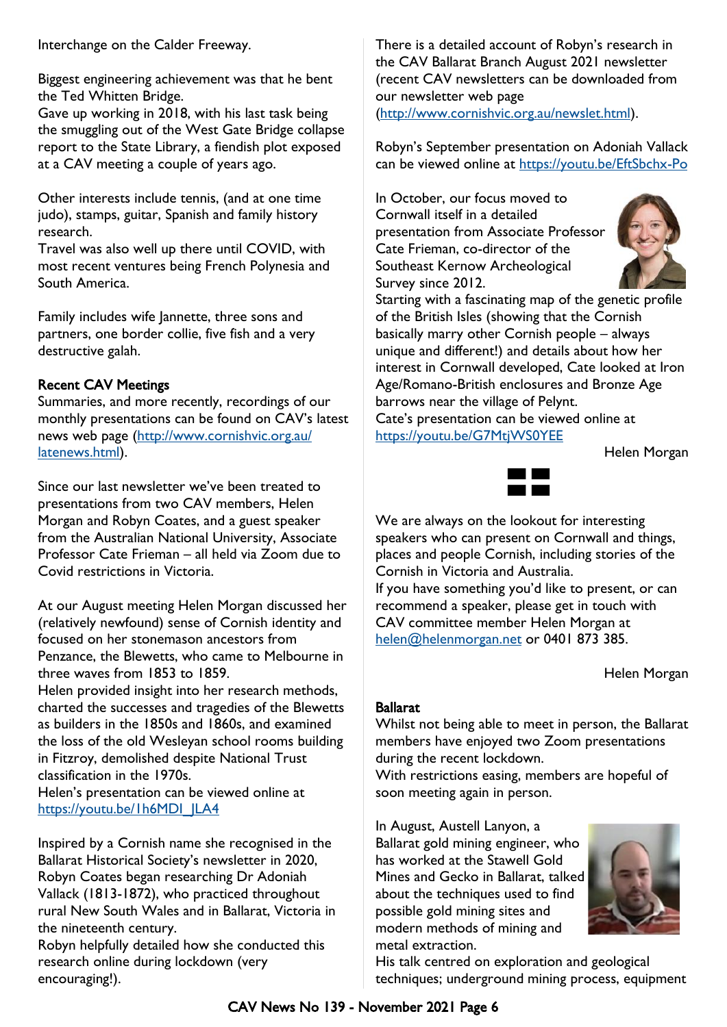Interchange on the Calder Freeway.

Biggest engineering achievement was that he bent the Ted Whitten Bridge.
Gave up working in 2018, with his last task being the smuggling out of the West Gate Bridge collapse report to the State Library, a fiendish plot exposed at a CAV meeting a couple of years ago.

Other interests include tennis, (and at one time judo), stamps, guitar, Spanish and family history research.
Travel was also well up there until COVID, with most recent ventures being French Polynesia and South America.

Family includes wife Jannette, three sons and partners, one border collie, five fish and a very destructive galah.

**Recent CAV Meetings**

Summaries, and more recently, recordings of our monthly presentations can be found on CAV's latest news web page (http://www.cornishvic.org.au/latenews.html).

Since our last newsletter we've been treated to presentations from two CAV members, Helen Morgan and Robyn Coates, and a guest speaker from the Australian National University, Associate Professor Cate Frieman – all held via Zoom due to Covid restrictions in Victoria.

At our August meeting Helen Morgan discussed her (relatively newfound) sense of Cornish identity and focused on her stonemason ancestors from Penzance, the Blewetts, who came to Melbourne in three waves from 1853 to 1859.
Helen provided insight into her research methods, charted the successes and tragedies of the Blewetts as builders in the 1850s and 1860s, and examined the loss of the old Wesleyan school rooms building in Fitzroy, demolished despite National Trust classification in the 1970s.
Helen's presentation can be viewed online at https://youtu.be/1h6MDI_JLA4

Inspired by a Cornish name she recognised in the Ballarat Historical Society's newsletter in 2020, Robyn Coates began researching Dr Adoniah Vallack (1813-1872), who practiced throughout rural New South Wales and in Ballarat, Victoria in the nineteenth century.
Robyn helpfully detailed how she conducted this research online during lockdown (very encouraging!).

There is a detailed account of Robyn's research in the CAV Ballarat Branch August 2021 newsletter (recent CAV newsletters can be downloaded from our newsletter web page (http://www.cornishvic.org.au/newslet.html).

Robyn's September presentation on Adoniah Vallack can be viewed online at https://youtu.be/EftSbchx-Po

In October, our focus moved to Cornwall itself in a detailed presentation from Associate Professor Cate Frieman, co-director of the Southeast Kernow Archeological Survey since 2012.
Starting with a fascinating map of the genetic profile of the British Isles (showing that the Cornish basically marry other Cornish people – always unique and different!) and details about how her interest in Cornwall developed, Cate looked at Iron Age/Romano-British enclosures and Bronze Age barrows near the village of Pelynt.
Cate's presentation can be viewed online at https://youtu.be/G7MtjWS0YEE

Helen Morgan

We are always on the lookout for interesting speakers who can present on Cornwall and things, places and people Cornish, including stories of the Cornish in Victoria and Australia.
If you have something you'd like to present, or can recommend a speaker, please get in touch with CAV committee member Helen Morgan at helen@helenmorgan.net or 0401 873 385.

Helen Morgan

**Ballarat**

Whilst not being able to meet in person, the Ballarat members have enjoyed two Zoom presentations during the recent lockdown.
With restrictions easing, members are hopeful of soon meeting again in person.

In August, Austell Lanyon, a Ballarat gold mining engineer, who has worked at the Stawell Gold Mines and Gecko in Ballarat, talked about the techniques used to find possible gold mining sites and modern methods of mining and metal extraction.
His talk centred on exploration and geological techniques; underground mining process, equipment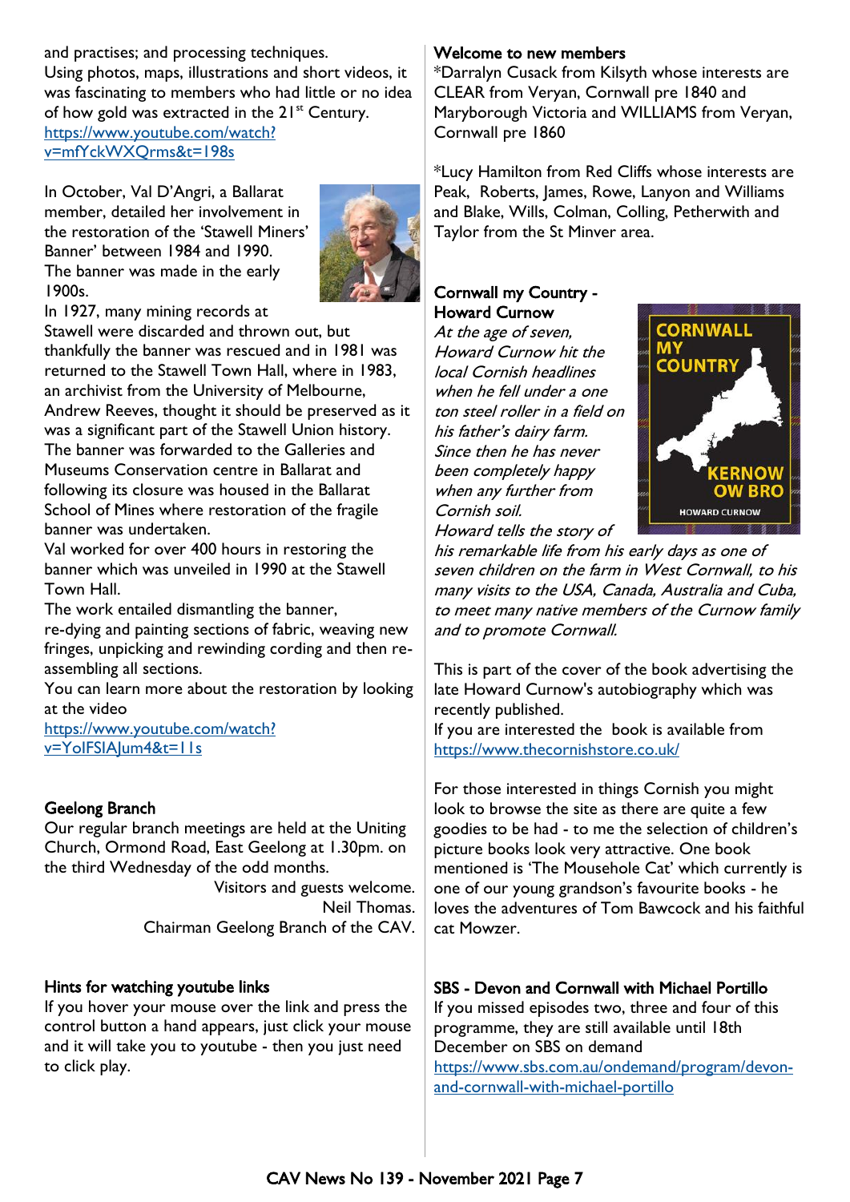and practises; and processing techniques.
Using photos, maps, illustrations and short videos, it was fascinating to members who had little or no idea of how gold was extracted in the 21st Century.
https://www.youtube.com/watch?v=mfYckWXQrms&t=198s

In October, Val D'Angri, a Ballarat member, detailed her involvement in the restoration of the 'Stawell Miners' Banner' between 1984 and 1990.
The banner was made in the early 1900s.
In 1927, many mining records at Stawell were discarded and thrown out, but thankfully the banner was rescued and in 1981 was returned to the Stawell Town Hall, where in 1983, an archivist from the University of Melbourne, Andrew Reeves, thought it should be preserved as it was a significant part of the Stawell Union history.
The banner was forwarded to the Galleries and Museums Conservation centre in Ballarat and following its closure was housed in the Ballarat School of Mines where restoration of the fragile banner was undertaken.
Val worked for over 400 hours in restoring the banner which was unveiled in 1990 at the Stawell Town Hall.
The work entailed dismantling the banner, re-dying and painting sections of fabric, weaving new fringes, unpicking and rewinding cording and then re-assembling all sections.
You can learn more about the restoration by looking at the video
https://www.youtube.com/watch?v=YoIFSIAJum4&t=11s

## Geelong Branch

Our regular branch meetings are held at the Uniting Church, Ormond Road, East Geelong at 1.30pm. on the third Wednesday of the odd months.

Visitors and guests welcome.
Neil Thomas.
Chairman Geelong Branch of the CAV.

## Hints for watching youtube links

If you hover your mouse over the link and press the control button a hand appears, just click your mouse and it will take you to youtube - then you just need to click play.

## Welcome to new members

*Darralyn Cusack from Kilsyth whose interests are CLEAR from Veryan, Cornwall pre 1840 and Maryborough Victoria and WILLIAMS from Veryan, Cornwall pre 1860

*Lucy Hamilton from Red Cliffs whose interests are Peak, Roberts, James, Rowe, Lanyon and Williams and Blake, Wills, Colman, Colling, Petherwith and Taylor from the St Minver area.

## Cornwall my Country - Howard Curnow

*At the age of seven, Howard Curnow hit the local Cornish headlines when he fell under a one ton steel roller in a field on his father's dairy farm. Since then he has never been completely happy when any further from Cornish soil.*
*Howard tells the story of his remarkable life from his early days as one of seven children on the farm in West Cornwall, to his many visits to the USA, Canada, Australia and Cuba, to meet many native members of the Curnow family and to promote Cornwall.*

This is part of the cover of the book advertising the late Howard Curnow's autobiography which was recently published.
If you are interested the book is available from https://www.thecornishstore.co.uk/

For those interested in things Cornish you might look to browse the site as there are quite a few goodies to be had - to me the selection of children's picture books look very attractive. One book mentioned is 'The Mousehole Cat' which currently is one of our young grandson's favourite books - he loves the adventures of Tom Bawcock and his faithful cat Mowzer.

## SBS - Devon and Cornwall with Michael Portillo

If you missed episodes two, three and four of this programme, they are still available until 18th December on SBS on demand
https://www.sbs.com.au/ondemand/program/devon-and-cornwall-with-michael-portillo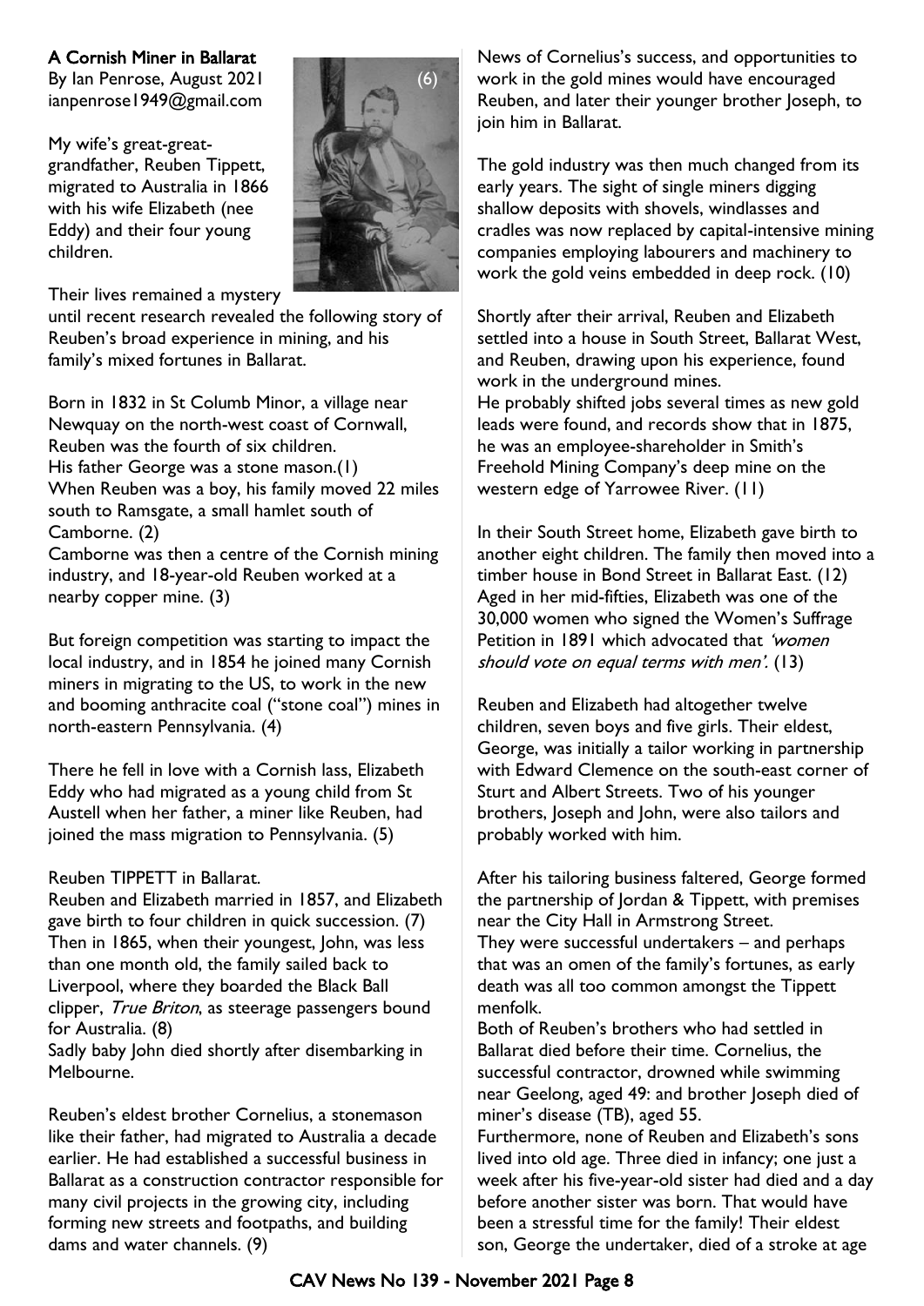**A Cornish Miner in Ballarat**

By Ian Penrose, August 2021
ianpenrose1949@gmail.com

(6)

My wife's great-great-grandfather, Reuben Tippett, migrated to Australia in 1866 with his wife Elizabeth (nee Eddy) and their four young children.

Their lives remained a mystery until recent research revealed the following story of Reuben's broad experience in mining, and his family's mixed fortunes in Ballarat.

Born in 1832 in St Columb Minor, a village near Newquay on the north-west coast of Cornwall, Reuben was the fourth of six children.
His father George was a stone mason.(1)
When Reuben was a boy, his family moved 22 miles south to Ramsgate, a small hamlet south of Camborne. (2)
Camborne was then a centre of the Cornish mining industry, and 18-year-old Reuben worked at a nearby copper mine. (3)

But foreign competition was starting to impact the local industry, and in 1854 he joined many Cornish miners in migrating to the US, to work in the new and booming anthracite coal ("stone coal") mines in north-eastern Pennsylvania. (4)

There he fell in love with a Cornish lass, Elizabeth Eddy who had migrated as a young child from St Austell when her father, a miner like Reuben, had joined the mass migration to Pennsylvania. (5)

Reuben TIPPETT in Ballarat.

Reuben and Elizabeth married in 1857, and Elizabeth gave birth to four children in quick succession. (7)
Then in 1865, when their youngest, John, was less than one month old, the family sailed back to Liverpool, where they boarded the Black Ball clipper, *True Briton*, as steerage passengers bound for Australia. (8)
Sadly baby John died shortly after disembarking in Melbourne.

Reuben's eldest brother Cornelius, a stonemason like their father, had migrated to Australia a decade earlier. He had established a successful business in Ballarat as a construction contractor responsible for many civil projects in the growing city, including forming new streets and footpaths, and building dams and water channels. (9)

News of Cornelius's success, and opportunities to work in the gold mines would have encouraged Reuben, and later their younger brother Joseph, to join him in Ballarat.

The gold industry was then much changed from its early years. The sight of single miners digging shallow deposits with shovels, windlasses and cradles was now replaced by capital-intensive mining companies employing labourers and machinery to work the gold veins embedded in deep rock. (10)

Shortly after their arrival, Reuben and Elizabeth settled into a house in South Street, Ballarat West, and Reuben, drawing upon his experience, found work in the underground mines.
He probably shifted jobs several times as new gold leads were found, and records show that in 1875, he was an employee-shareholder in Smith's Freehold Mining Company's deep mine on the western edge of Yarrowee River. (11)

In their South Street home, Elizabeth gave birth to another eight children. The family then moved into a timber house in Bond Street in Ballarat East. (12)
Aged in her mid-fifties, Elizabeth was one of the 30,000 women who signed the Women's Suffrage Petition in 1891 which advocated that *'women should vote on equal terms with men'.* (13)

Reuben and Elizabeth had altogether twelve children, seven boys and five girls. Their eldest, George, was initially a tailor working in partnership with Edward Clemence on the south-east corner of Sturt and Albert Streets. Two of his younger brothers, Joseph and John, were also tailors and probably worked with him.

After his tailoring business faltered, George formed the partnership of Jordan & Tippett, with premises near the City Hall in Armstrong Street.
They were successful undertakers – and perhaps that was an omen of the family's fortunes, as early death was all too common amongst the Tippett menfolk.
Both of Reuben's brothers who had settled in Ballarat died before their time. Cornelius, the successful contractor, drowned while swimming near Geelong, aged 49: and brother Joseph died of miner's disease (TB), aged 55.
Furthermore, none of Reuben and Elizabeth's sons lived into old age. Three died in infancy; one just a week after his five-year-old sister had died and a day before another sister was born. That would have been a stressful time for the family! Their eldest son, George the undertaker, died of a stroke at age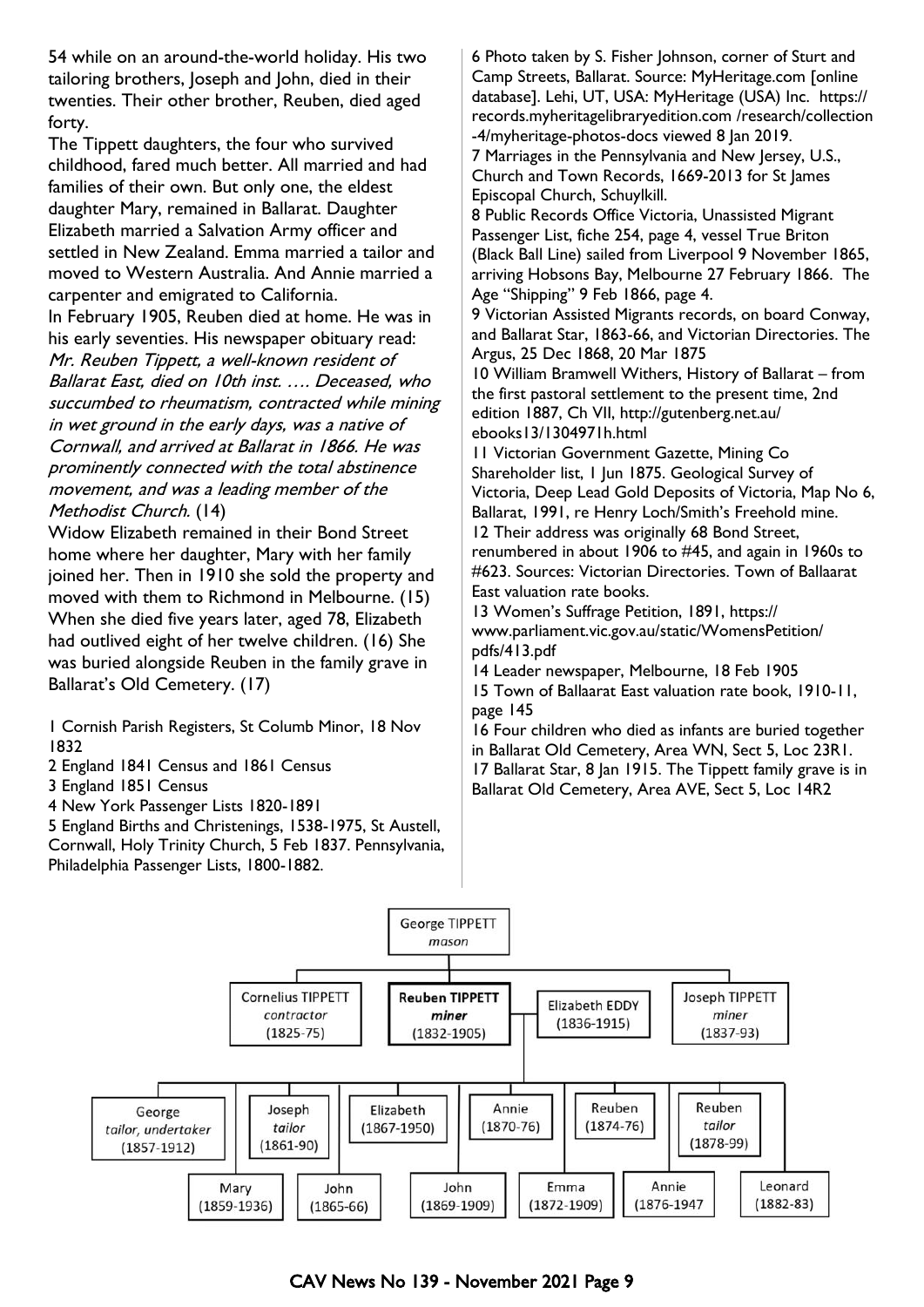54 while on an around-the-world holiday. His two tailoring brothers, Joseph and John, died in their twenties. Their other brother, Reuben, died aged forty.

The Tippett daughters, the four who survived childhood, fared much better. All married and had families of their own. But only one, the eldest daughter Mary, remained in Ballarat. Daughter Elizabeth married a Salvation Army officer and settled in New Zealand. Emma married a tailor and moved to Western Australia. And Annie married a carpenter and emigrated to California.

In February 1905, Reuben died at home. He was in his early seventies. His newspaper obituary read: *Mr. Reuben Tippett, a well-known resident of Ballarat East, died on 10th inst. …. Deceased, who succumbed to rheumatism, contracted while mining in wet ground in the early days, was a native of Cornwall, and arrived at Ballarat in 1866. He was prominently connected with the total abstinence movement, and was a leading member of the Methodist Church.* (14)

Widow Elizabeth remained in their Bond Street home where her daughter, Mary with her family joined her. Then in 1910 she sold the property and moved with them to Richmond in Melbourne. (15) When she died five years later, aged 78, Elizabeth had outlived eight of her twelve children. (16) She was buried alongside Reuben in the family grave in Ballarat's Old Cemetery. (17)

1 Cornish Parish Registers, St Columb Minor, 18 Nov 1832

2 England 1841 Census and 1861 Census

3 England 1851 Census

4 New York Passenger Lists 1820-1891

5 England Births and Christenings, 1538-1975, St Austell, Cornwall, Holy Trinity Church, 5 Feb 1837. Pennsylvania, Philadelphia Passenger Lists, 1800-1882.

6 Photo taken by S. Fisher Johnson, corner of Sturt and Camp Streets, Ballarat. Source: MyHeritage.com [online database]. Lehi, UT, USA: MyHeritage (USA) Inc. https://records.myheritagelibraryedition.com /research/collection-4/myheritage-photos-docs viewed 8 Jan 2019.

7 Marriages in the Pennsylvania and New Jersey, U.S., Church and Town Records, 1669-2013 for St James Episcopal Church, Schuylkill.

8 Public Records Office Victoria, Unassisted Migrant Passenger List, fiche 254, page 4, vessel True Briton (Black Ball Line) sailed from Liverpool 9 November 1865, arriving Hobsons Bay, Melbourne 27 February 1866. The Age "Shipping" 9 Feb 1866, page 4.

9 Victorian Assisted Migrants records, on board Conway, and Ballarat Star, 1863-66, and Victorian Directories. The Argus, 25 Dec 1868, 20 Mar 1875

10 William Bramwell Withers, History of Ballarat – from the first pastoral settlement to the present time, 2nd edition 1887, Ch VII, http://gutenberg.net.au/ebooks13/1304971h.html

11 Victorian Government Gazette, Mining Co Shareholder list, 1 Jun 1875. Geological Survey of Victoria, Deep Lead Gold Deposits of Victoria, Map No 6, Ballarat, 1991, re Henry Loch/Smith's Freehold mine.

12 Their address was originally 68 Bond Street, renumbered in about 1906 to #45, and again in 1960s to #623. Sources: Victorian Directories. Town of Ballaarat East valuation rate books.

13 Women's Suffrage Petition, 1891, https://www.parliament.vic.gov.au/static/WomensPetition/pdfs/413.pdf

14 Leader newspaper, Melbourne, 18 Feb 1905

15 Town of Ballaarat East valuation rate book, 1910-11, page 145

16 Four children who died as infants are buried together in Ballarat Old Cemetery, Area WN, Sect 5, Loc 23R1.

17 Ballarat Star, 8 Jan 1915. The Tippett family grave is in Ballarat Old Cemetery, Area AVE, Sect 5, Loc 14R2

- George TIPPETT *mason*
  - Cornelius TIPPETT *contractor* (1825-75)
  - **Reuben TIPPETT** ***miner*** **(1832-1905)** — Elizabeth EDDY (1836-1915)
    - George *tailor, undertaker* (1857-1912)
    - Mary (1859-1936)
    - Joseph *tailor* (1861-90)
    - John (1865-66)
    - Elizabeth (1867-1950)
    - John (1869-1909)
    - Annie (1870-76)
    - Emma (1872-1909)
    - Reuben (1874-76)
    - Annie (1876-1947
    - Reuben *tailor* (1878-99)
    - Leonard (1882-83)
  - Joseph TIPPETT *miner* (1837-93)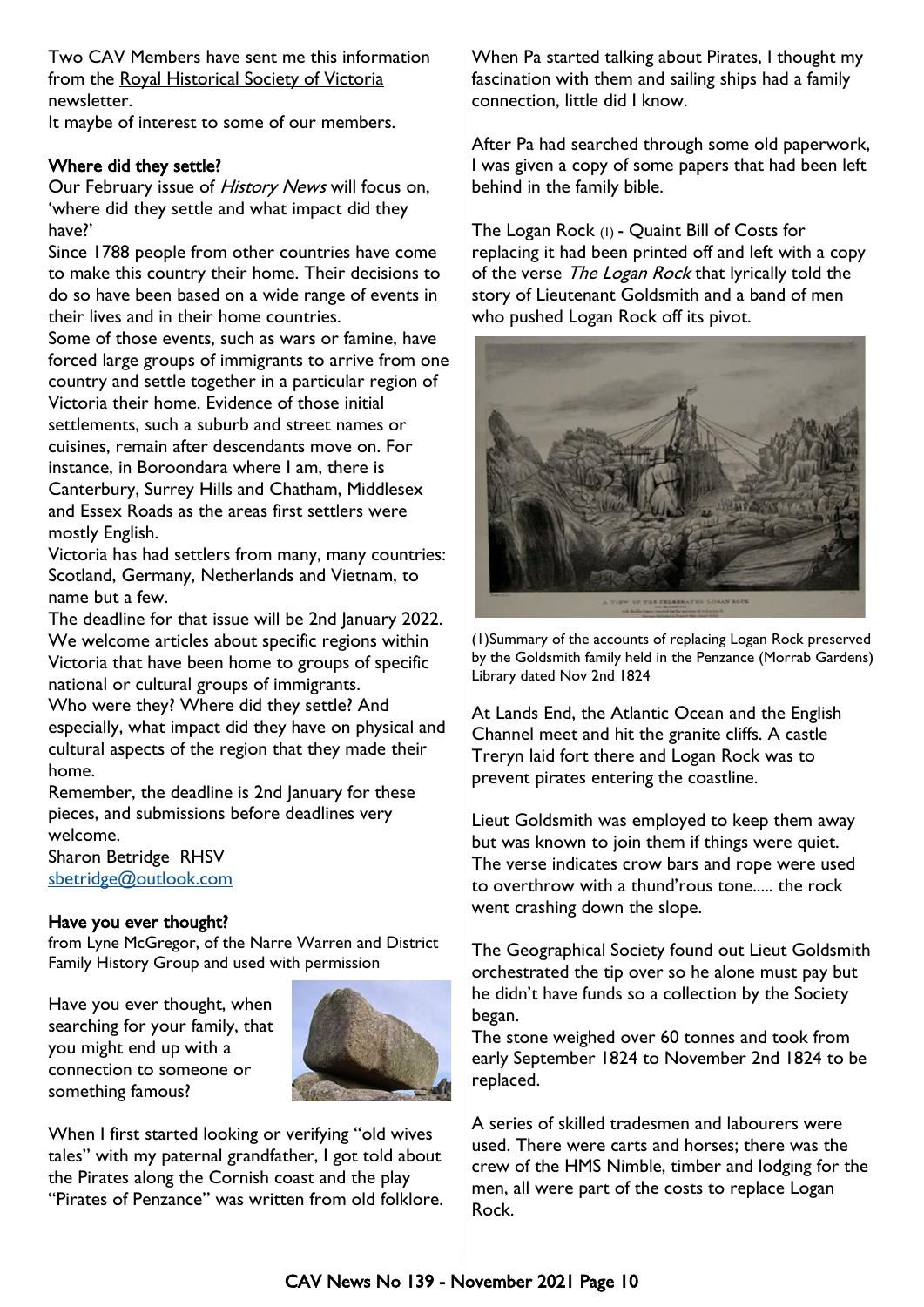Two CAV Members have sent me this information from the Royal Historical Society of Victoria newsletter.
It maybe of interest to some of our members.

## Where did they settle?

Our February issue of *History News* will focus on, 'where did they settle and what impact did they have?'

Since 1788 people from other countries have come to make this country their home. Their decisions to do so have been based on a wide range of events in their lives and in their home countries.

Some of those events, such as wars or famine, have forced large groups of immigrants to arrive from one country and settle together in a particular region of Victoria their home. Evidence of those initial settlements, such a suburb and street names or cuisines, remain after descendants move on. For instance, in Boroondara where I am, there is Canterbury, Surrey Hills and Chatham, Middlesex and Essex Roads as the areas first settlers were mostly English.

Victoria has had settlers from many, many countries: Scotland, Germany, Netherlands and Vietnam, to name but a few.

The deadline for that issue will be 2nd January 2022. We welcome articles about specific regions within Victoria that have been home to groups of specific national or cultural groups of immigrants.

Who were they? Where did they settle? And especially, what impact did they have on physical and cultural aspects of the region that they made their home.

Remember, the deadline is 2nd January for these pieces, and submissions before deadlines very welcome.

Sharon Betridge RHSV
sbetridge@outlook.com

## Have you ever thought?

from Lyne McGregor, of the Narre Warren and District Family History Group and used with permission

Have you ever thought, when searching for your family, that you might end up with a connection to someone or something famous?

When I first started looking or verifying "old wives tales" with my paternal grandfather, I got told about the Pirates along the Cornish coast and the play "Pirates of Penzance" was written from old folklore.

When Pa started talking about Pirates, I thought my fascination with them and sailing ships had a family connection, little did I know.

After Pa had searched through some old paperwork, I was given a copy of some papers that had been left behind in the family bible.

The Logan Rock (1) - Quaint Bill of Costs for replacing it had been printed off and left with a copy of the verse *The Logan Rock* that lyrically told the story of Lieutenant Goldsmith and a band of men who pushed Logan Rock off its pivot.

(1)Summary of the accounts of replacing Logan Rock preserved by the Goldsmith family held in the Penzance (Morrab Gardens) Library dated Nov 2nd 1824

At Lands End, the Atlantic Ocean and the English Channel meet and hit the granite cliffs. A castle Treryn laid fort there and Logan Rock was to prevent pirates entering the coastline.

Lieut Goldsmith was employed to keep them away but was known to join them if things were quiet. The verse indicates crow bars and rope were used to overthrow with a thund'rous tone..... the rock went crashing down the slope.

The Geographical Society found out Lieut Goldsmith orchestrated the tip over so he alone must pay but he didn't have funds so a collection by the Society began.

The stone weighed over 60 tonnes and took from early September 1824 to November 2nd 1824 to be replaced.

A series of skilled tradesmen and labourers were used. There were carts and horses; there was the crew of the HMS Nimble, timber and lodging for the men, all were part of the costs to replace Logan Rock.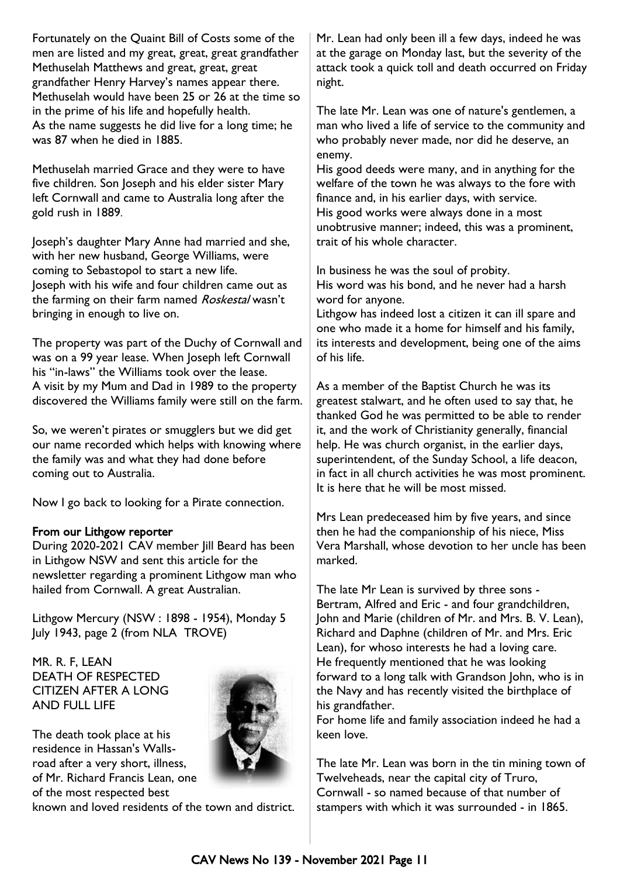Fortunately on the Quaint Bill of Costs some of the men are listed and my great, great, great grandfather Methuselah Matthews and great, great, great grandfather Henry Harvey's names appear there. Methuselah would have been 25 or 26 at the time so in the prime of his life and hopefully health. As the name suggests he did live for a long time; he was 87 when he died in 1885.

Methuselah married Grace and they were to have five children. Son Joseph and his elder sister Mary left Cornwall and came to Australia long after the gold rush in 1889.

Joseph's daughter Mary Anne had married and she, with her new husband, George Williams, were coming to Sebastopol to start a new life. Joseph with his wife and four children came out as the farming on their farm named *Roskestal* wasn't bringing in enough to live on.

The property was part of the Duchy of Cornwall and was on a 99 year lease. When Joseph left Cornwall his "in-laws" the Williams took over the lease. A visit by my Mum and Dad in 1989 to the property discovered the Williams family were still on the farm.

So, we weren't pirates or smugglers but we did get our name recorded which helps with knowing where the family was and what they had done before coming out to Australia.

Now I go back to looking for a Pirate connection.

## From our Lithgow reporter

During 2020-2021 CAV member Jill Beard has been in Lithgow NSW and sent this article for the newsletter regarding a prominent Lithgow man who hailed from Cornwall. A great Australian.

Lithgow Mercury (NSW : 1898 - 1954), Monday 5 July 1943, page 2 (from NLA TROVE)

MR. R. F, LEAN
DEATH OF RESPECTED CITIZEN AFTER A LONG AND FULL LIFE

The death took place at his residence in Hassan's Walls-road after a very short, illness, of Mr. Richard Francis Lean, one of the most respected best known and loved residents of the town and district.

Mr. Lean had only been ill a few days, indeed he was at the garage on Monday last, but the severity of the attack took a quick toll and death occurred on Friday night.

The late Mr. Lean was one of nature's gentlemen, a man who lived a life of service to the community and who probably never made, nor did he deserve, an enemy.
His good deeds were many, and in anything for the welfare of the town he was always to the fore with finance and, in his earlier days, with service.
His good works were always done in a most unobtrusive manner; indeed, this was a prominent, trait of his whole character.

In business he was the soul of probity.
His word was his bond, and he never had a harsh word for anyone.
Lithgow has indeed lost a citizen it can ill spare and one who made it a home for himself and his family, its interests and development, being one of the aims of his life.

As a member of the Baptist Church he was its greatest stalwart, and he often used to say that, he thanked God he was permitted to be able to render it, and the work of Christianity generally, financial help. He was church organist, in the earlier days, superintendent, of the Sunday School, a life deacon, in fact in all church activities he was most prominent. It is here that he will be most missed.

Mrs Lean predeceased him by five years, and since then he had the companionship of his niece, Miss Vera Marshall, whose devotion to her uncle has been marked.

The late Mr Lean is survived by three sons - Bertram, Alfred and Eric - and four grandchildren, John and Marie (children of Mr. and Mrs. B. V. Lean), Richard and Daphne (children of Mr. and Mrs. Eric Lean), for whoso interests he had a loving care.
He frequently mentioned that he was looking forward to a long talk with Grandson John, who is in the Navy and has recently visited the birthplace of his grandfather.
For home life and family association indeed he had a keen love.

The late Mr. Lean was born in the tin mining town of Twelveheads, near the capital city of Truro, Cornwall - so named because of that number of stampers with which it was surrounded - in 1865.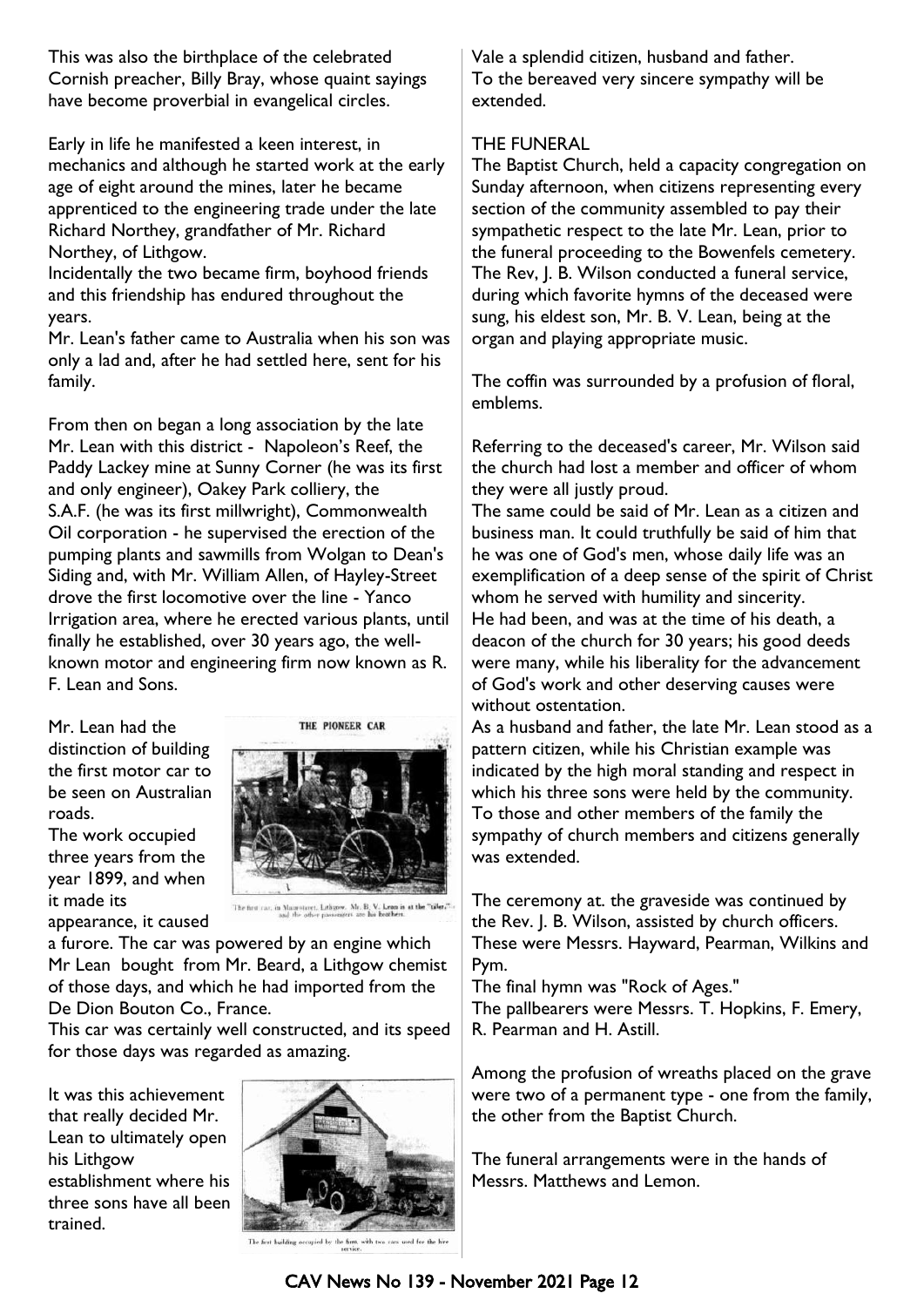This was also the birthplace of the celebrated Cornish preacher, Billy Bray, whose quaint sayings have become proverbial in evangelical circles.

Early in life he manifested a keen interest, in mechanics and although he started work at the early age of eight around the mines, later he became apprenticed to the engineering trade under the late Richard Northey, grandfather of Mr. Richard Northey, of Lithgow.

Incidentally the two became firm, boyhood friends and this friendship has endured throughout the years.

Mr. Lean's father came to Australia when his son was only a lad and, after he had settled here, sent for his family.

From then on began a long association by the late Mr. Lean with this district - Napoleon's Reef, the Paddy Lackey mine at Sunny Corner (he was its first and only engineer), Oakey Park colliery, the S.A.F. (he was its first millwright), Commonwealth Oil corporation - he supervised the erection of the pumping plants and sawmills from Wolgan to Dean's Siding and, with Mr. William Allen, of Hayley-Street drove the first locomotive over the line - Yanco Irrigation area, where he erected various plants, until finally he established, over 30 years ago, the well-known motor and engineering firm now known as R. F. Lean and Sons.

Mr. Lean had the distinction of building the first motor car to be seen on Australian roads.

THE PIONEER CAR

The first car, in Main-street, Lithgow. Mr. B. V. Lean is at the "tiller," and the other passengers are his brothers.

The work occupied three years from the year 1899, and when it made its appearance, it caused a furore. The car was powered by an engine which Mr Lean bought from Mr. Beard, a Lithgow chemist of those days, and which he had imported from the De Dion Bouton Co., France.

This car was certainly well constructed, and its speed for those days was regarded as amazing.

It was this achievement that really decided Mr. Lean to ultimately open his Lithgow establishment where his three sons have all been trained.

The first building occupied by the firm, with two cars used for the hire service.

Vale a splendid citizen, husband and father. To the bereaved very sincere sympathy will be extended.

THE FUNERAL

The Baptist Church, held a capacity congregation on Sunday afternoon, when citizens representing every section of the community assembled to pay their sympathetic respect to the late Mr. Lean, prior to the funeral proceeding to the Bowenfels cemetery. The Rev, J. B. Wilson conducted a funeral service, during which favorite hymns of the deceased were sung, his eldest son, Mr. B. V. Lean, being at the organ and playing appropriate music.

The coffin was surrounded by a profusion of floral, emblems.

Referring to the deceased's career, Mr. Wilson said the church had lost a member and officer of whom they were all justly proud.

The same could be said of Mr. Lean as a citizen and business man. It could truthfully be said of him that he was one of God's men, whose daily life was an exemplification of a deep sense of the spirit of Christ whom he served with humility and sincerity.

He had been, and was at the time of his death, a deacon of the church for 30 years; his good deeds were many, while his liberality for the advancement of God's work and other deserving causes were without ostentation.

As a husband and father, the late Mr. Lean stood as a pattern citizen, while his Christian example was indicated by the high moral standing and respect in which his three sons were held by the community. To those and other members of the family the sympathy of church members and citizens generally was extended.

The ceremony at. the graveside was continued by the Rev. J. B. Wilson, assisted by church officers. These were Messrs. Hayward, Pearman, Wilkins and Pym.

The final hymn was "Rock of Ages."

The pallbearers were Messrs. T. Hopkins, F. Emery, R. Pearman and H. Astill.

Among the profusion of wreaths placed on the grave were two of a permanent type - one from the family, the other from the Baptist Church.

The funeral arrangements were in the hands of Messrs. Matthews and Lemon.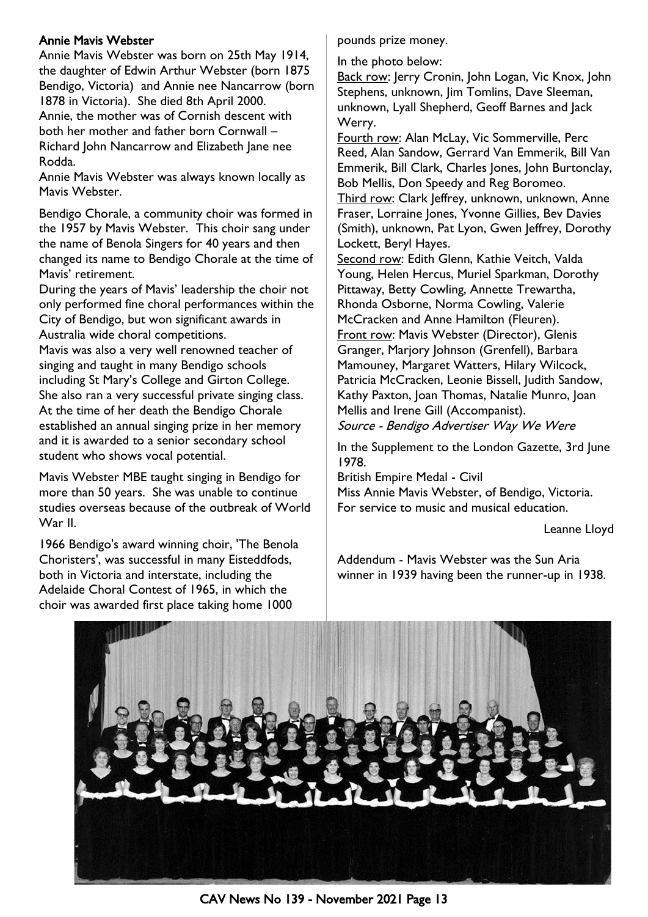### Annie Mavis Webster

Annie Mavis Webster was born on 25th May 1914, the daughter of Edwin Arthur Webster (born 1875 Bendigo, Victoria) and Annie nee Nancarrow (born 1878 in Victoria). She died 8th April 2000. Annie, the mother was of Cornish descent with both her mother and father born Cornwall – Richard John Nancarrow and Elizabeth Jane nee Rodda.

Annie Mavis Webster was always known locally as Mavis Webster.

Bendigo Chorale, a community choir was formed in the 1957 by Mavis Webster. This choir sang under the name of Benola Singers for 40 years and then changed its name to Bendigo Chorale at the time of Mavis' retirement.

During the years of Mavis' leadership the choir not only performed fine choral performances within the City of Bendigo, but won significant awards in Australia wide choral competitions.

Mavis was also a very well renowned teacher of singing and taught in many Bendigo schools including St Mary's College and Girton College. She also ran a very successful private singing class. At the time of her death the Bendigo Chorale established an annual singing prize in her memory and it is awarded to a senior secondary school student who shows vocal potential.

Mavis Webster MBE taught singing in Bendigo for more than 50 years. She was unable to continue studies overseas because of the outbreak of World War II.

1966 Bendigo's award winning choir, 'The Benola Choristers', was successful in many Eisteddfods, both in Victoria and interstate, including the Adelaide Choral Contest of 1965, in which the choir was awarded first place taking home 1000 pounds prize money.

In the photo below:

Back row: Jerry Cronin, John Logan, Vic Knox, John Stephens, unknown, Jim Tomlins, Dave Sleeman, unknown, Lyall Shepherd, Geoff Barnes and Jack Werry.

Fourth row: Alan McLay, Vic Sommerville, Perc Reed, Alan Sandow, Gerrard Van Emmerik, Bill Van Emmerik, Bill Clark, Charles Jones, John Burtonclay, Bob Mellis, Don Speedy and Reg Boromeo.

Third row: Clark Jeffrey, unknown, unknown, Anne Fraser, Lorraine Jones, Yvonne Gillies, Bev Davies (Smith), unknown, Pat Lyon, Gwen Jeffrey, Dorothy Lockett, Beryl Hayes.

Second row: Edith Glenn, Kathie Veitch, Valda Young, Helen Hercus, Muriel Sparkman, Dorothy Pittaway, Betty Cowling, Annette Trewartha, Rhonda Osborne, Norma Cowling, Valerie McCracken and Anne Hamilton (Fleuren).

Front row: Mavis Webster (Director), Glenis Granger, Marjory Johnson (Grenfell), Barbara Mamouney, Margaret Watters, Hilary Wilcock, Patricia McCracken, Leonie Bissell, Judith Sandow, Kathy Paxton, Joan Thomas, Natalie Munro, Joan Mellis and Irene Gill (Accompanist).

*Source - Bendigo Advertiser Way We Were*

In the Supplement to the London Gazette, 3rd June 1978.

British Empire Medal - Civil

Miss Annie Mavis Webster, of Bendigo, Victoria. For service to music and musical education.

Leanne Lloyd

Addendum - Mavis Webster was the Sun Aria winner in 1939 having been the runner-up in 1938.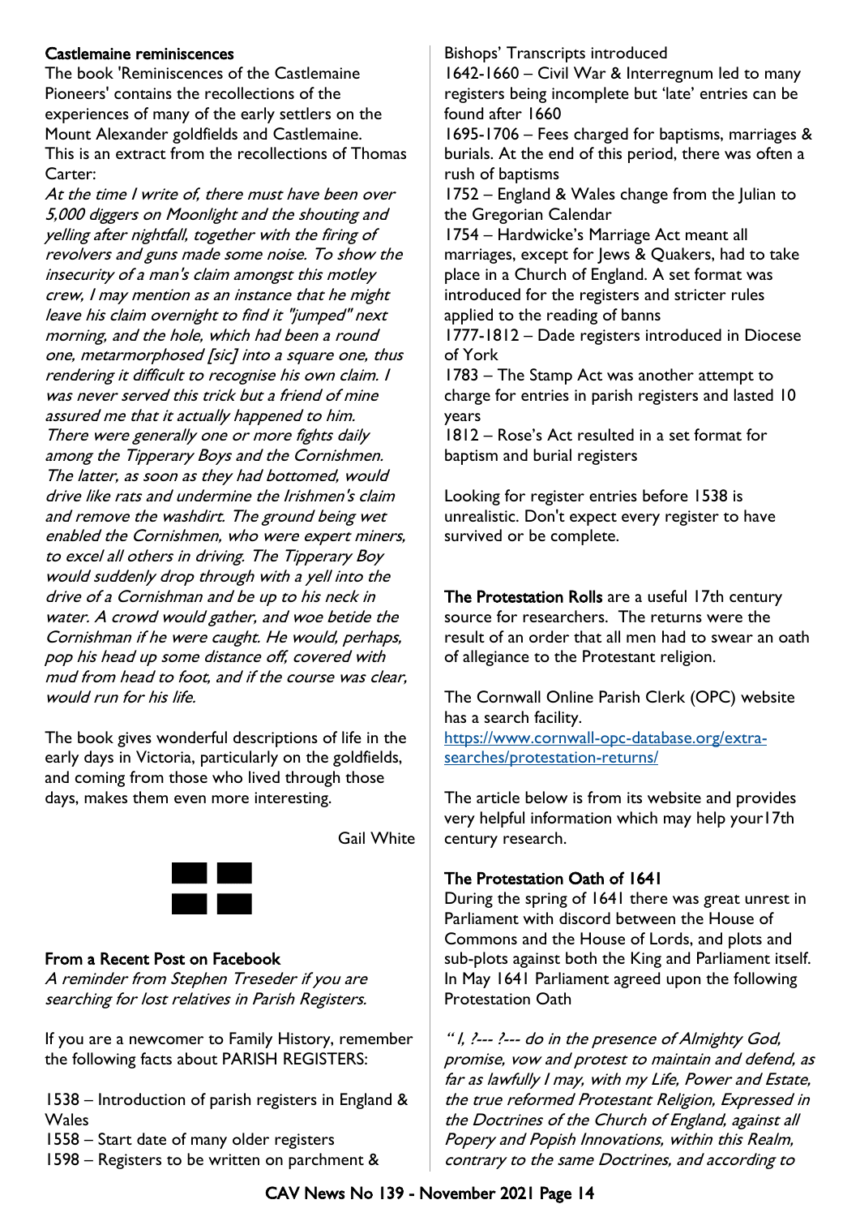### Castlemaine reminiscences

The book 'Reminiscences of the Castlemaine Pioneers' contains the recollections of the experiences of many of the early settlers on the Mount Alexander goldfields and Castlemaine. This is an extract from the recollections of Thomas Carter:

*At the time I write of, there must have been over 5,000 diggers on Moonlight and the shouting and yelling after nightfall, together with the firing of revolvers and guns made some noise. To show the insecurity of a man's claim amongst this motley crew, I may mention as an instance that he might leave his claim overnight to find it "jumped" next morning, and the hole, which had been a round one, metarmorphosed [sic] into a square one, thus rendering it difficult to recognise his own claim. I was never served this trick but a friend of mine assured me that it actually happened to him. There were generally one or more fights daily among the Tipperary Boys and the Cornishmen. The latter, as soon as they had bottomed, would drive like rats and undermine the Irishmen's claim and remove the washdirt. The ground being wet enabled the Cornishmen, who were expert miners, to excel all others in driving. The Tipperary Boy would suddenly drop through with a yell into the drive of a Cornishman and be up to his neck in water. A crowd would gather, and woe betide the Cornishman if he were caught. He would, perhaps, pop his head up some distance off, covered with mud from head to foot, and if the course was clear, would run for his life.*

The book gives wonderful descriptions of life in the early days in Victoria, particularly on the goldfields, and coming from those who lived through those days, makes them even more interesting.

Gail White

### From a Recent Post on Facebook

*A reminder from Stephen Treseder if you are searching for lost relatives in Parish Registers.*

If you are a newcomer to Family History, remember the following facts about PARISH REGISTERS:

1538 – Introduction of parish registers in England & Wales
1558 – Start date of many older registers
1598 – Registers to be written on parchment & Bishops' Transcripts introduced
1642-1660 – Civil War & Interregnum led to many registers being incomplete but 'late' entries can be found after 1660
1695-1706 – Fees charged for baptisms, marriages & burials. At the end of this period, there was often a rush of baptisms
1752 – England & Wales change from the Julian to the Gregorian Calendar
1754 – Hardwicke's Marriage Act meant all marriages, except for Jews & Quakers, had to take place in a Church of England. A set format was introduced for the registers and stricter rules applied to the reading of banns
1777-1812 – Dade registers introduced in Diocese of York
1783 – The Stamp Act was another attempt to charge for entries in parish registers and lasted 10 years
1812 – Rose's Act resulted in a set format for baptism and burial registers

Looking for register entries before 1538 is unrealistic. Don't expect every register to have survived or be complete.

**The Protestation Rolls** are a useful 17th century source for researchers. The returns were the result of an order that all men had to swear an oath of allegiance to the Protestant religion.

The Cornwall Online Parish Clerk (OPC) website has a search facility.
https://www.cornwall-opc-database.org/extra-searches/protestation-returns/

The article below is from its website and provides very helpful information which may help your17th century research.

### The Protestation Oath of 1641

During the spring of 1641 there was great unrest in Parliament with discord between the House of Commons and the House of Lords, and plots and sub-plots against both the King and Parliament itself. In May 1641 Parliament agreed upon the following Protestation Oath

*" I, ?--- ?--- do in the presence of Almighty God, promise, vow and protest to maintain and defend, as far as lawfully I may, with my Life, Power and Estate, the true reformed Protestant Religion, Expressed in the Doctrines of the Church of England, against all Popery and Popish Innovations, within this Realm, contrary to the same Doctrines, and according to*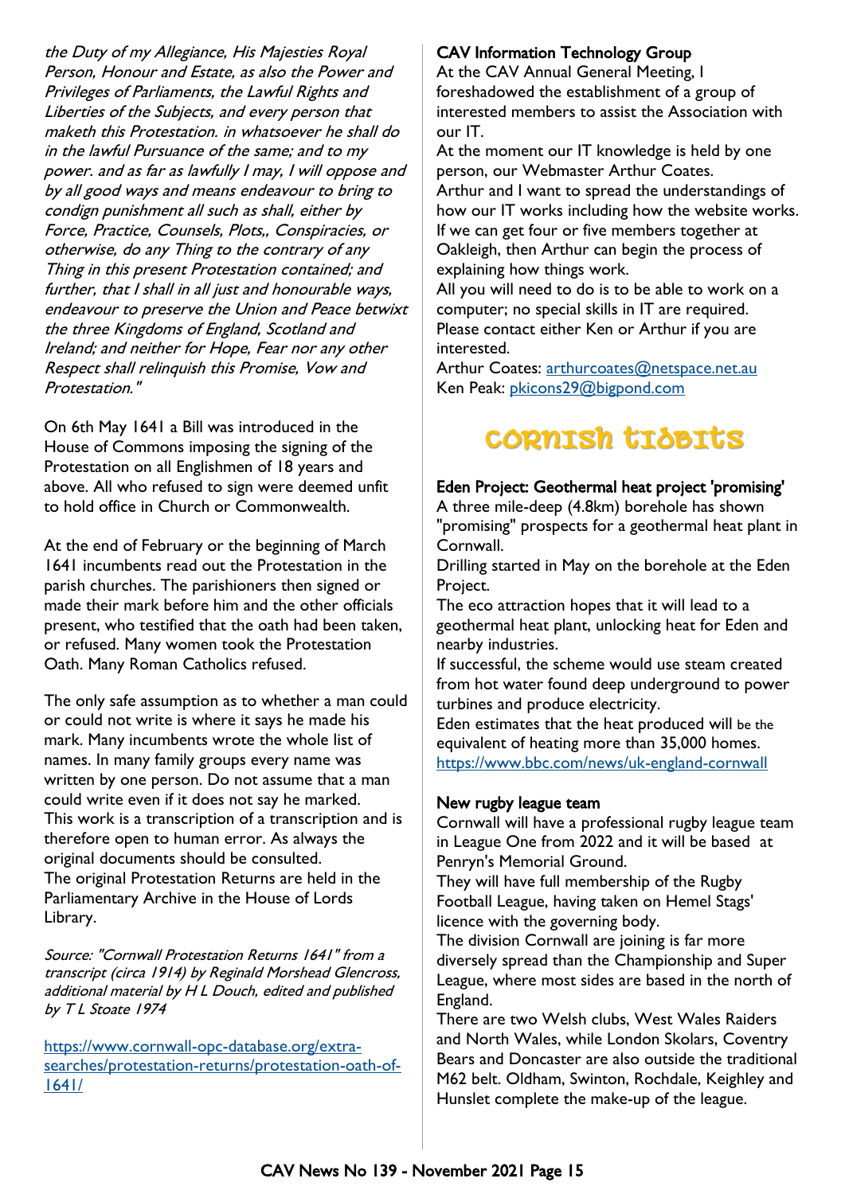*the Duty of my Allegiance, His Majesties Royal Person, Honour and Estate, as also the Power and Privileges of Parliaments, the Lawful Rights and Liberties of the Subjects, and every person that maketh this Protestation. in whatsoever he shall do in the lawful Pursuance of the same; and to my power. and as far as lawfully I may, I will oppose and by all good ways and means endeavour to bring to condign punishment all such as shall, either by Force, Practice, Counsels, Plots,, Conspiracies, or otherwise, do any Thing to the contrary of any Thing in this present Protestation contained; and further, that I shall in all just and honourable ways, endeavour to preserve the Union and Peace betwixt the three Kingdoms of England, Scotland and Ireland; and neither for Hope, Fear nor any other Respect shall relinquish this Promise, Vow and Protestation."*

On 6th May 1641 a Bill was introduced in the House of Commons imposing the signing of the Protestation on all Englishmen of 18 years and above. All who refused to sign were deemed unfit to hold office in Church or Commonwealth.

At the end of February or the beginning of March 1641 incumbents read out the Protestation in the parish churches. The parishioners then signed or made their mark before him and the other officials present, who testified that the oath had been taken, or refused. Many women took the Protestation Oath. Many Roman Catholics refused.

The only safe assumption as to whether a man could or could not write is where it says he made his mark. Many incumbents wrote the whole list of names. In many family groups every name was written by one person. Do not assume that a man could write even if it does not say he marked. This work is a transcription of a transcription and is therefore open to human error. As always the original documents should be consulted. The original Protestation Returns are held in the Parliamentary Archive in the House of Lords Library.

*Source: "Cornwall Protestation Returns 1641" from a transcript (circa 1914) by Reginald Morshead Glencross, additional material by H L Douch, edited and published by T L Stoate 1974*

https://www.cornwall-opc-database.org/extra-searches/protestation-returns/protestation-oath-of-1641/

**CAV Information Technology Group**

At the CAV Annual General Meeting, I foreshadowed the establishment of a group of interested members to assist the Association with our IT.

At the moment our IT knowledge is held by one person, our Webmaster Arthur Coates.

Arthur and I want to spread the understandings of how our IT works including how the website works. If we can get four or five members together at Oakleigh, then Arthur can begin the process of explaining how things work.

All you will need to do is to be able to work on a computer; no special skills in IT are required. Please contact either Ken or Arthur if you are interested.

Arthur Coates: arthurcoates@netspace.net.au
Ken Peak: pkicons29@bigpond.com

# Cornish Tidbits

**Eden Project: Geothermal heat project 'promising'**

A three mile-deep (4.8km) borehole has shown "promising" prospects for a geothermal heat plant in Cornwall.

Drilling started in May on the borehole at the Eden Project.

The eco attraction hopes that it will lead to a geothermal heat plant, unlocking heat for Eden and nearby industries.

If successful, the scheme would use steam created from hot water found deep underground to power turbines and produce electricity.

Eden estimates that the heat produced will be the equivalent of heating more than 35,000 homes.

https://www.bbc.com/news/uk-england-cornwall

**New rugby league team**

Cornwall will have a professional rugby league team in League One from 2022 and it will be based at Penryn's Memorial Ground.

They will have full membership of the Rugby Football League, having taken on Hemel Stags' licence with the governing body.

The division Cornwall are joining is far more diversely spread than the Championship and Super League, where most sides are based in the north of England.

There are two Welsh clubs, West Wales Raiders and North Wales, while London Skolars, Coventry Bears and Doncaster are also outside the traditional M62 belt. Oldham, Swinton, Rochdale, Keighley and Hunslet complete the make-up of the league.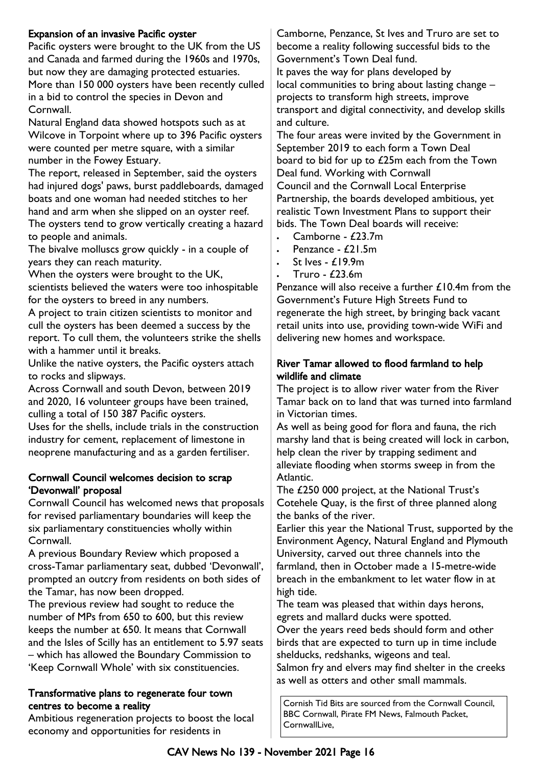### Expansion of an invasive Pacific oyster

Pacific oysters were brought to the UK from the US and Canada and farmed during the 1960s and 1970s, but now they are damaging protected estuaries.

More than 150 000 oysters have been recently culled in a bid to control the species in Devon and Cornwall.

Natural England data showed hotspots such as at Wilcove in Torpoint where up to 396 Pacific oysters were counted per metre square, with a similar number in the Fowey Estuary.

The report, released in September, said the oysters had injured dogs' paws, burst paddleboards, damaged boats and one woman had needed stitches to her hand and arm when she slipped on an oyster reef.

The oysters tend to grow vertically creating a hazard to people and animals.

The bivalve molluscs grow quickly - in a couple of years they can reach maturity.

When the oysters were brought to the UK, scientists believed the waters were too inhospitable for the oysters to breed in any numbers.

A project to train citizen scientists to monitor and cull the oysters has been deemed a success by the report. To cull them, the volunteers strike the shells with a hammer until it breaks.

Unlike the native oysters, the Pacific oysters attach to rocks and slipways.

Across Cornwall and south Devon, between 2019 and 2020, 16 volunteer groups have been trained, culling a total of 150 387 Pacific oysters.

Uses for the shells, include trials in the construction industry for cement, replacement of limestone in neoprene manufacturing and as a garden fertiliser.

### Cornwall Council welcomes decision to scrap 'Devonwall' proposal

Cornwall Council has welcomed news that proposals for revised parliamentary boundaries will keep the six parliamentary constituencies wholly within Cornwall.

A previous Boundary Review which proposed a cross-Tamar parliamentary seat, dubbed 'Devonwall', prompted an outcry from residents on both sides of the Tamar, has now been dropped.

The previous review had sought to reduce the number of MPs from 650 to 600, but this review keeps the number at 650. It means that Cornwall and the Isles of Scilly has an entitlement to 5.97 seats – which has allowed the Boundary Commission to 'Keep Cornwall Whole' with six constituencies.

### Transformative plans to regenerate four town centres to become a reality

Ambitious regeneration projects to boost the local economy and opportunities for residents in Camborne, Penzance, St Ives and Truro are set to become a reality following successful bids to the Government's Town Deal fund.

It paves the way for plans developed by local communities to bring about lasting change – projects to transform high streets, improve transport and digital connectivity, and develop skills and culture.

The four areas were invited by the Government in September 2019 to each form a Town Deal board to bid for up to £25m each from the Town Deal fund. Working with Cornwall Council and the Cornwall Local Enterprise Partnership, the boards developed ambitious, yet realistic Town Investment Plans to support their bids. The Town Deal boards will receive:

- Camborne - £23.7m
- Penzance - £21.5m
- St Ives - £19.9m
- Truro - £23.6m

Penzance will also receive a further £10.4m from the Government's Future High Streets Fund to regenerate the high street, by bringing back vacant retail units into use, providing town-wide WiFi and delivering new homes and workspace.

### River Tamar allowed to flood farmland to help wildlife and climate

The project is to allow river water from the River Tamar back on to land that was turned into farmland in Victorian times.

As well as being good for flora and fauna, the rich marshy land that is being created will lock in carbon, help clean the river by trapping sediment and alleviate flooding when storms sweep in from the Atlantic.

The £250 000 project, at the National Trust's Cotehele Quay, is the first of three planned along the banks of the river.

Earlier this year the National Trust, supported by the Environment Agency, Natural England and Plymouth University, carved out three channels into the farmland, then in October made a 15-metre-wide breach in the embankment to let water flow in at high tide.

The team was pleased that within days herons, egrets and mallard ducks were spotted.

Over the years reed beds should form and other birds that are expected to turn up in time include shelducks, redshanks, wigeons and teal.

Salmon fry and elvers may find shelter in the creeks as well as otters and other small mammals.

Cornish Tid Bits are sourced from the Cornwall Council, BBC Cornwall, Pirate FM News, Falmouth Packet, CornwallLive,